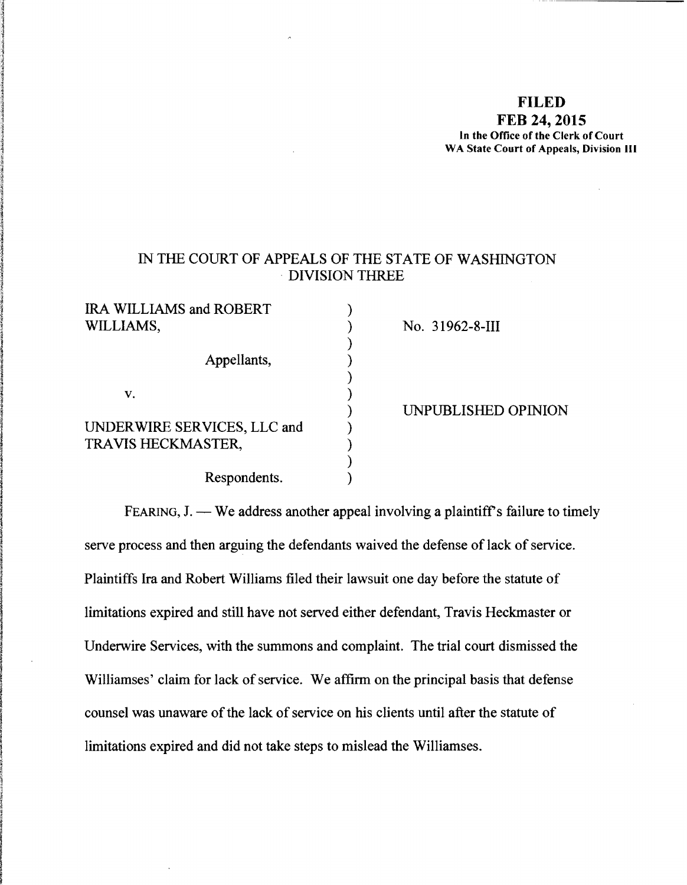**FILED**
**FEB 24, 2015**
**In the Office of the Clerk of Court**
**WA State Court of Appeals, Division III**

IN THE COURT OF APPEALS OF THE STATE OF WASHINGTON
DIVISION THREE

| | | |
|---|---|---|
| IRA WILLIAMS and ROBERT WILLIAMS, | ) | No. 31962-8-III |
| Appellants, | ) | |
| v. | ) | UNPUBLISHED OPINION |
| UNDERWIRE SERVICES, LLC and TRAVIS HECKMASTER, | ) | |
| Respondents. | ) | |

FEARING, J. — We address another appeal involving a plaintiff's failure to timely serve process and then arguing the defendants waived the defense of lack of service. Plaintiffs Ira and Robert Williams filed their lawsuit one day before the statute of limitations expired and still have not served either defendant, Travis Heckmaster or Underwire Services, with the summons and complaint. The trial court dismissed the Williamses' claim for lack of service. We affirm on the principal basis that defense counsel was unaware of the lack of service on his clients until after the statute of limitations expired and did not take steps to mislead the Williamses.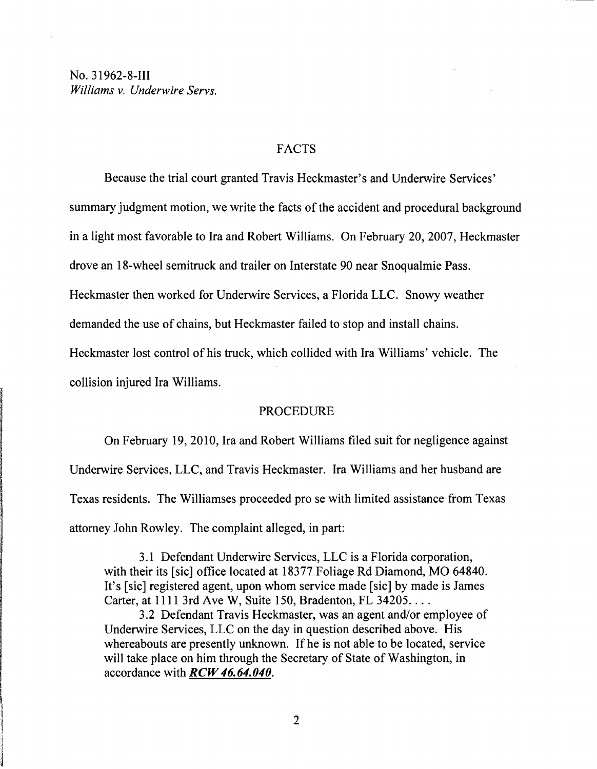## FACTS

Because the trial court granted Travis Heckmaster's and Underwire Services' summary judgment motion, we write the facts of the accident and procedural background in a light most favorable to Ira and Robert Williams. On February 20, 2007, Heckmaster drove an 18-wheel semitruck and trailer on Interstate 90 near Snoqualmie Pass. Heckmaster then worked for Underwire Services, a Florida LLC. Snowy weather demanded the use of chains, but Heckmaster failed to stop and install chains. Heckmaster lost control of his truck, which collided with Ira Williams' vehicle. The collision injured Ira Williams.

## PROCEDURE

On February 19, 2010, Ira and Robert Williams filed suit for negligence against Underwire Services, LLC, and Travis Heckmaster. Ira Williams and her husband are Texas residents. The Williamses proceeded pro se with limited assistance from Texas attorney John Rowley. The complaint alleged, in part:

> 3.1 Defendant Underwire Services, LLC is a Florida corporation, with their its [sic] office located at 18377 Foliage Rd Diamond, MO 64840. It's [sic] registered agent, upon whom service made [sic] by made is James Carter, at 1111 3rd Ave W, Suite 150, Bradenton, FL 34205. . . .
>
> 3.2 Defendant Travis Heckmaster, was an agent and/or employee of Underwire Services, LLC on the day in question described above. His whereabouts are presently unknown. If he is not able to be located, service will take place on him through the Secretary of State of Washington, in accordance with ***RCW 46.64.040***.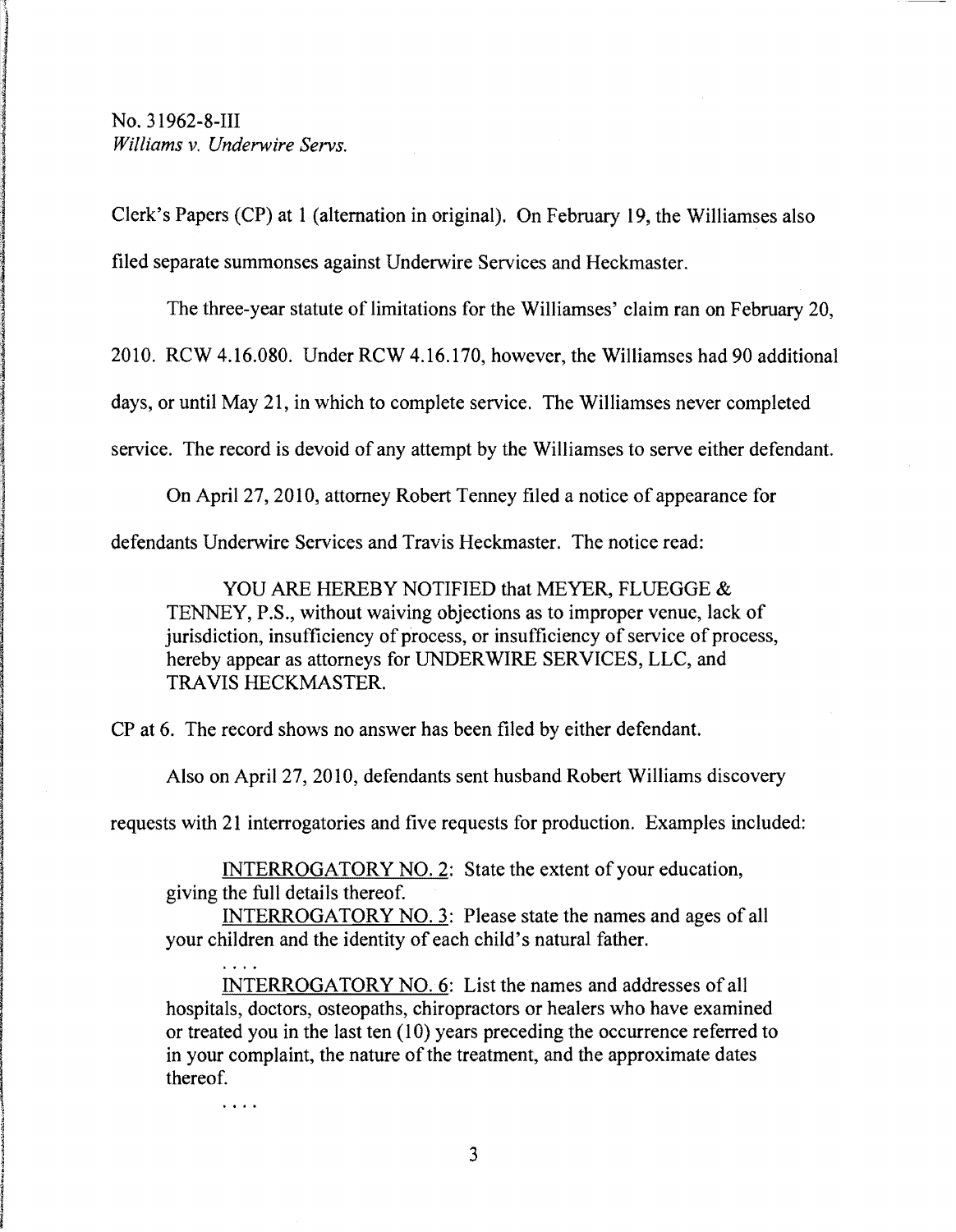Clerk's Papers (CP) at 1 (alternation in original). On February 19, the Williamses also filed separate summonses against Underwire Services and Heckmaster.

The three-year statute of limitations for the Williamses' claim ran on February 20, 2010. RCW 4.16.080. Under RCW 4.16.170, however, the Williamses had 90 additional days, or until May 21, in which to complete service. The Williamses never completed service. The record is devoid of any attempt by the Williamses to serve either defendant.

On April 27, 2010, attorney Robert Tenney filed a notice of appearance for defendants Underwire Services and Travis Heckmaster. The notice read:

> YOU ARE HEREBY NOTIFIED that MEYER, FLUEGGE & TENNEY, P.S., without waiving objections as to improper venue, lack of jurisdiction, insufficiency of process, or insufficiency of service of process, hereby appear as attorneys for UNDERWIRE SERVICES, LLC, and TRAVIS HECKMASTER.

CP at 6. The record shows no answer has been filed by either defendant.

Also on April 27, 2010, defendants sent husband Robert Williams discovery requests with 21 interrogatories and five requests for production. Examples included:

> <u>INTERROGATORY NO. 2</u>: State the extent of your education, giving the full details thereof.
>
> <u>INTERROGATORY NO. 3</u>: Please state the names and ages of all your children and the identity of each child's natural father.
>
> . . . .
>
> <u>INTERROGATORY NO. 6</u>: List the names and addresses of all hospitals, doctors, osteopaths, chiropractors or healers who have examined or treated you in the last ten (10) years preceding the occurrence referred to in your complaint, the nature of the treatment, and the approximate dates thereof.
>
> . . . .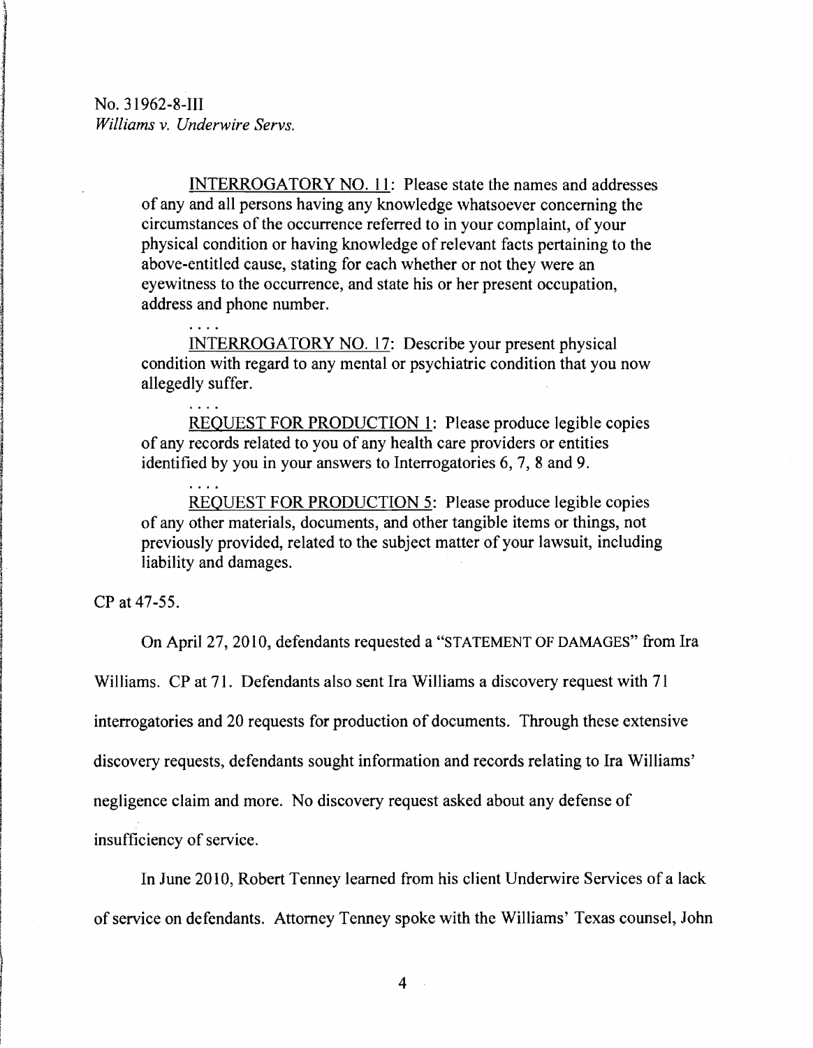INTERROGATORY NO. 11: Please state the names and addresses of any and all persons having any knowledge whatsoever concerning the circumstances of the occurrence referred to in your complaint, of your physical condition or having knowledge of relevant facts pertaining to the above-entitled cause, stating for each whether or not they were an eyewitness to the occurrence, and state his or her present occupation, address and phone number.

. . . .

INTERROGATORY NO. 17: Describe your present physical condition with regard to any mental or psychiatric condition that you now allegedly suffer.

. . . .

REQUEST FOR PRODUCTION 1: Please produce legible copies of any records related to you of any health care providers or entities identified by you in your answers to Interrogatories 6, 7, 8 and 9.

. . . .

REQUEST FOR PRODUCTION 5: Please produce legible copies of any other materials, documents, and other tangible items or things, not previously provided, related to the subject matter of your lawsuit, including liability and damages.

CP at 47-55.

On April 27, 2010, defendants requested a "STATEMENT OF DAMAGES" from Ira Williams. CP at 71. Defendants also sent Ira Williams a discovery request with 71 interrogatories and 20 requests for production of documents. Through these extensive discovery requests, defendants sought information and records relating to Ira Williams' negligence claim and more. No discovery request asked about any defense of insufficiency of service.

In June 2010, Robert Tenney learned from his client Underwire Services of a lack of service on defendants. Attorney Tenney spoke with the Williams' Texas counsel, John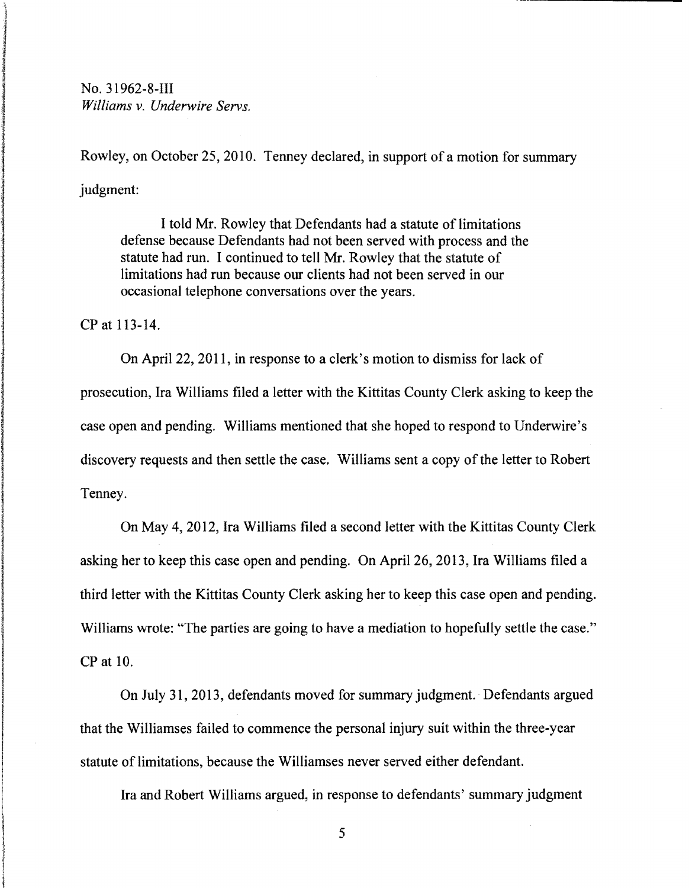Rowley, on October 25, 2010. Tenney declared, in support of a motion for summary judgment:

> I told Mr. Rowley that Defendants had a statute of limitations defense because Defendants had not been served with process and the statute had run. I continued to tell Mr. Rowley that the statute of limitations had run because our clients had not been served in our occasional telephone conversations over the years.

CP at 113-14.

On April 22, 2011, in response to a clerk's motion to dismiss for lack of prosecution, Ira Williams filed a letter with the Kittitas County Clerk asking to keep the case open and pending. Williams mentioned that she hoped to respond to Underwire's discovery requests and then settle the case. Williams sent a copy of the letter to Robert Tenney.

On May 4, 2012, Ira Williams filed a second letter with the Kittitas County Clerk asking her to keep this case open and pending. On April 26, 2013, Ira Williams filed a third letter with the Kittitas County Clerk asking her to keep this case open and pending. Williams wrote: "The parties are going to have a mediation to hopefully settle the case." CP at 10.

On July 31, 2013, defendants moved for summary judgment. Defendants argued that the Williamses failed to commence the personal injury suit within the three-year statute of limitations, because the Williamses never served either defendant.

Ira and Robert Williams argued, in response to defendants' summary judgment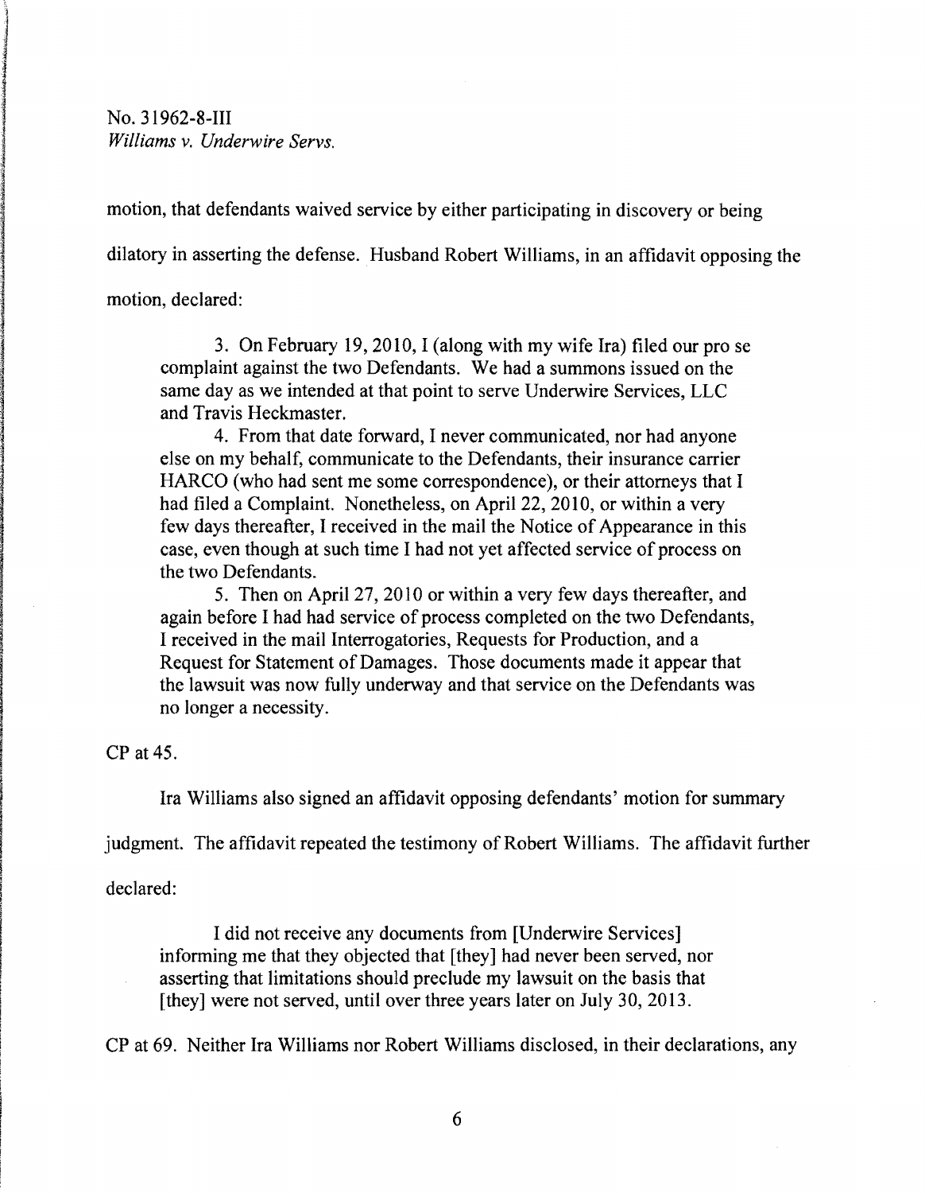motion, that defendants waived service by either participating in discovery or being dilatory in asserting the defense. Husband Robert Williams, in an affidavit opposing the motion, declared:

> 3. On February 19, 2010, I (along with my wife Ira) filed our pro se complaint against the two Defendants. We had a summons issued on the same day as we intended at that point to serve Underwire Services, LLC and Travis Heckmaster.
>
> 4. From that date forward, I never communicated, nor had anyone else on my behalf, communicate to the Defendants, their insurance carrier HARCO (who had sent me some correspondence), or their attorneys that I had filed a Complaint. Nonetheless, on April 22, 2010, or within a very few days thereafter, I received in the mail the Notice of Appearance in this case, even though at such time I had not yet affected service of process on the two Defendants.
>
> 5. Then on April 27, 2010 or within a very few days thereafter, and again before I had had service of process completed on the two Defendants, I received in the mail Interrogatories, Requests for Production, and a Request for Statement of Damages. Those documents made it appear that the lawsuit was now fully underway and that service on the Defendants was no longer a necessity.

CP at 45.

Ira Williams also signed an affidavit opposing defendants' motion for summary judgment. The affidavit repeated the testimony of Robert Williams. The affidavit further declared:

> I did not receive any documents from [Underwire Services] informing me that they objected that [they] had never been served, nor asserting that limitations should preclude my lawsuit on the basis that [they] were not served, until over three years later on July 30, 2013.

CP at 69. Neither Ira Williams nor Robert Williams disclosed, in their declarations, any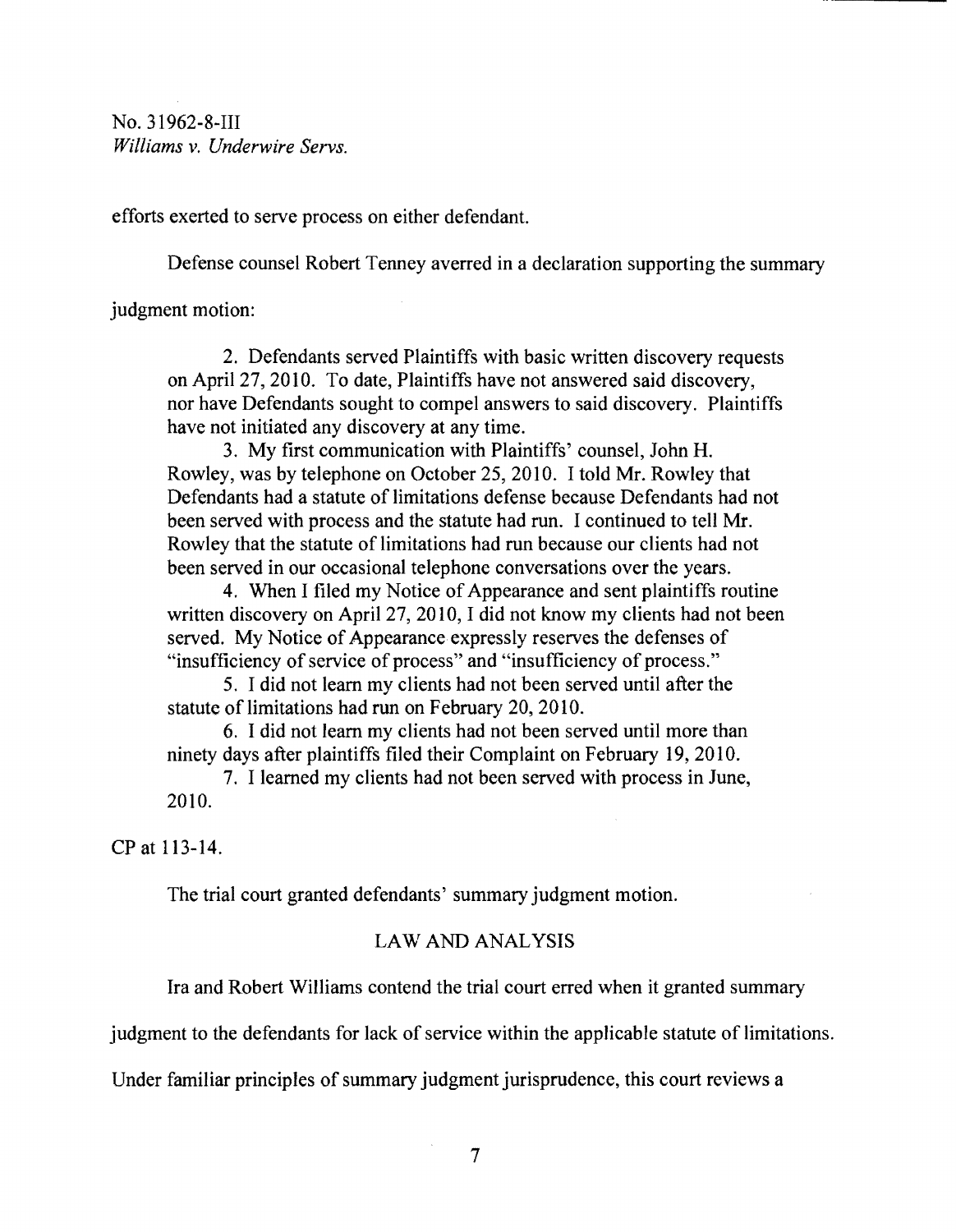efforts exerted to serve process on either defendant.

Defense counsel Robert Tenney averred in a declaration supporting the summary judgment motion:

> 2. Defendants served Plaintiffs with basic written discovery requests on April 27, 2010. To date, Plaintiffs have not answered said discovery, nor have Defendants sought to compel answers to said discovery. Plaintiffs have not initiated any discovery at any time.
>
> 3. My first communication with Plaintiffs' counsel, John H. Rowley, was by telephone on October 25, 2010. I told Mr. Rowley that Defendants had a statute of limitations defense because Defendants had not been served with process and the statute had run. I continued to tell Mr. Rowley that the statute of limitations had run because our clients had not been served in our occasional telephone conversations over the years.
>
> 4. When I filed my Notice of Appearance and sent plaintiffs routine written discovery on April 27, 2010, I did not know my clients had not been served. My Notice of Appearance expressly reserves the defenses of "insufficiency of service of process" and "insufficiency of process."
>
> 5. I did not learn my clients had not been served until after the statute of limitations had run on February 20, 2010.
>
> 6. I did not learn my clients had not been served until more than ninety days after plaintiffs filed their Complaint on February 19, 2010.
>
> 7. I learned my clients had not been served with process in June, 2010.

CP at 113-14.

The trial court granted defendants' summary judgment motion.

## LAW AND ANALYSIS

Ira and Robert Williams contend the trial court erred when it granted summary judgment to the defendants for lack of service within the applicable statute of limitations. Under familiar principles of summary judgment jurisprudence, this court reviews a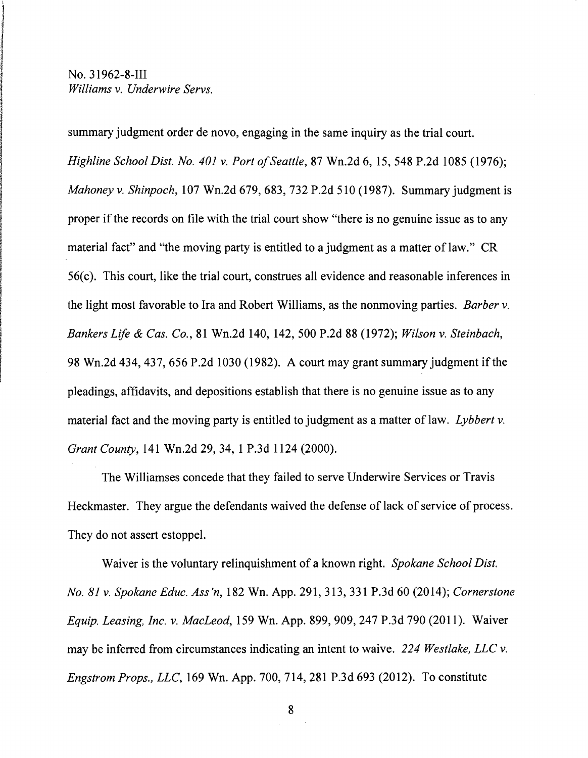summary judgment order de novo, engaging in the same inquiry as the trial court. *Highline School Dist. No. 401 v. Port of Seattle*, 87 Wn.2d 6, 15, 548 P.2d 1085 (1976); *Mahoney v. Shinpoch*, 107 Wn.2d 679, 683, 732 P.2d 510 (1987). Summary judgment is proper if the records on file with the trial court show "there is no genuine issue as to any material fact" and "the moving party is entitled to a judgment as a matter of law." CR 56(c). This court, like the trial court, construes all evidence and reasonable inferences in the light most favorable to Ira and Robert Williams, as the nonmoving parties. *Barber v. Bankers Life & Cas. Co.*, 81 Wn.2d 140, 142, 500 P.2d 88 (1972); *Wilson v. Steinbach*, 98 Wn.2d 434, 437, 656 P.2d 1030 (1982). A court may grant summary judgment if the pleadings, affidavits, and depositions establish that there is no genuine issue as to any material fact and the moving party is entitled to judgment as a matter of law. *Lybbert v. Grant County*, 141 Wn.2d 29, 34, 1 P.3d 1124 (2000).

The Williamses concede that they failed to serve Underwire Services or Travis Heckmaster. They argue the defendants waived the defense of lack of service of process. They do not assert estoppel.

Waiver is the voluntary relinquishment of a known right. *Spokane School Dist. No. 81 v. Spokane Educ. Ass'n*, 182 Wn. App. 291, 313, 331 P.3d 60 (2014); *Cornerstone Equip. Leasing, Inc. v. MacLeod*, 159 Wn. App. 899, 909, 247 P.3d 790 (2011). Waiver may be inferred from circumstances indicating an intent to waive. *224 Westlake, LLC v. Engstrom Props., LLC*, 169 Wn. App. 700, 714, 281 P.3d 693 (2012). To constitute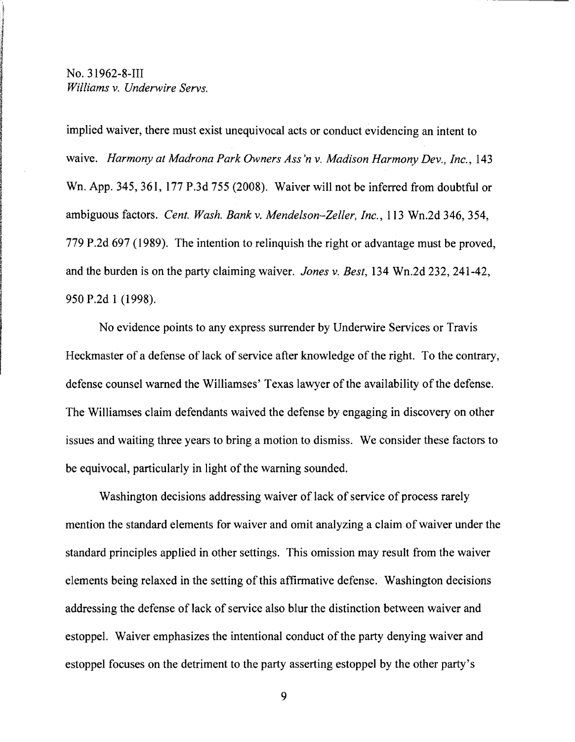implied waiver, there must exist unequivocal acts or conduct evidencing an intent to waive. *Harmony at Madrona Park Owners Ass'n v. Madison Harmony Dev., Inc.*, 143 Wn. App. 345, 361, 177 P.3d 755 (2008). Waiver will not be inferred from doubtful or ambiguous factors. *Cent. Wash. Bank v. Mendelson–Zeller, Inc.*, 113 Wn.2d 346, 354, 779 P.2d 697 (1989). The intention to relinquish the right or advantage must be proved, and the burden is on the party claiming waiver. *Jones v. Best*, 134 Wn.2d 232, 241-42, 950 P.2d 1 (1998).

No evidence points to any express surrender by Underwire Services or Travis Heckmaster of a defense of lack of service after knowledge of the right. To the contrary, defense counsel warned the Williamses' Texas lawyer of the availability of the defense. The Williamses claim defendants waived the defense by engaging in discovery on other issues and waiting three years to bring a motion to dismiss. We consider these factors to be equivocal, particularly in light of the warning sounded.

Washington decisions addressing waiver of lack of service of process rarely mention the standard elements for waiver and omit analyzing a claim of waiver under the standard principles applied in other settings. This omission may result from the waiver elements being relaxed in the setting of this affirmative defense. Washington decisions addressing the defense of lack of service also blur the distinction between waiver and estoppel. Waiver emphasizes the intentional conduct of the party denying waiver and estoppel focuses on the detriment to the party asserting estoppel by the other party's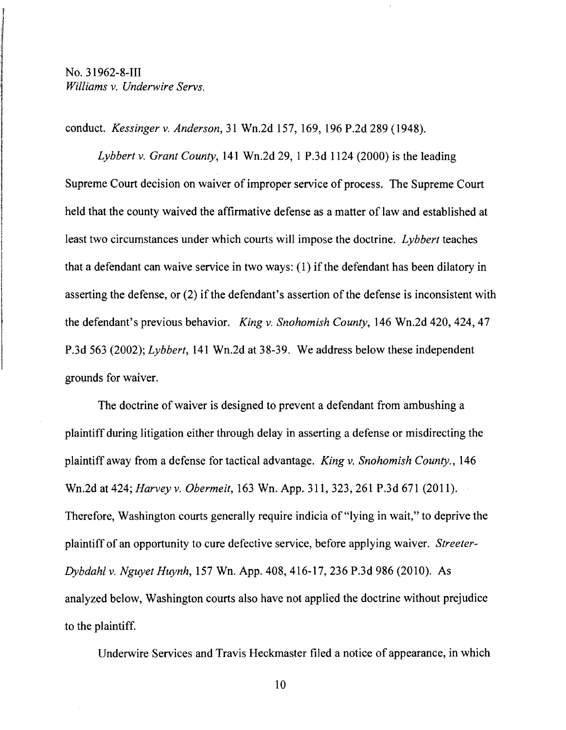conduct. *Kessinger v. Anderson*, 31 Wn.2d 157, 169, 196 P.2d 289 (1948).

*Lybbert v. Grant County*, 141 Wn.2d 29, 1 P.3d 1124 (2000) is the leading Supreme Court decision on waiver of improper service of process. The Supreme Court held that the county waived the affirmative defense as a matter of law and established at least two circumstances under which courts will impose the doctrine. *Lybbert* teaches that a defendant can waive service in two ways: (1) if the defendant has been dilatory in asserting the defense, or (2) if the defendant's assertion of the defense is inconsistent with the defendant's previous behavior. *King v. Snohomish County*, 146 Wn.2d 420, 424, 47 P.3d 563 (2002); *Lybbert*, 141 Wn.2d at 38-39. We address below these independent grounds for waiver.

The doctrine of waiver is designed to prevent a defendant from ambushing a plaintiff during litigation either through delay in asserting a defense or misdirecting the plaintiff away from a defense for tactical advantage. *King v. Snohomish County.*, 146 Wn.2d at 424; *Harvey v. Obermeit*, 163 Wn. App. 311, 323, 261 P.3d 671 (2011). Therefore, Washington courts generally require indicia of "lying in wait," to deprive the plaintiff of an opportunity to cure defective service, before applying waiver. *Streeter-Dybdahl v. Nguyet Huynh*, 157 Wn. App. 408, 416-17, 236 P.3d 986 (2010). As analyzed below, Washington courts also have not applied the doctrine without prejudice to the plaintiff.

Underwire Services and Travis Heckmaster filed a notice of appearance, in which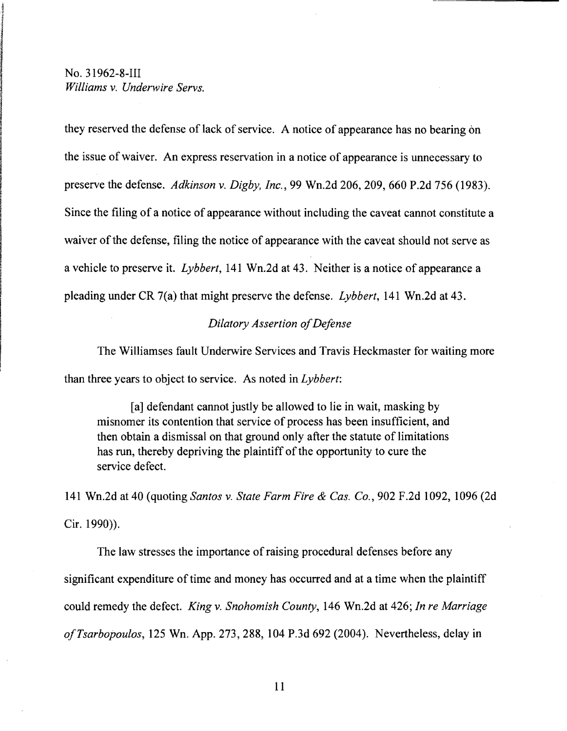they reserved the defense of lack of service. A notice of appearance has no bearing on the issue of waiver. An express reservation in a notice of appearance is unnecessary to preserve the defense. *Adkinson v. Digby, Inc.*, 99 Wn.2d 206, 209, 660 P.2d 756 (1983). Since the filing of a notice of appearance without including the caveat cannot constitute a waiver of the defense, filing the notice of appearance with the caveat should not serve as a vehicle to preserve it. *Lybbert*, 141 Wn.2d at 43. Neither is a notice of appearance a pleading under CR 7(a) that might preserve the defense. *Lybbert*, 141 Wn.2d at 43.

*Dilatory Assertion of Defense*

The Williamses fault Underwire Services and Travis Heckmaster for waiting more than three years to object to service. As noted in *Lybbert*:

> [a] defendant cannot justly be allowed to lie in wait, masking by misnomer its contention that service of process has been insufficient, and then obtain a dismissal on that ground only after the statute of limitations has run, thereby depriving the plaintiff of the opportunity to cure the service defect.

141 Wn.2d at 40 (quoting *Santos v. State Farm Fire & Cas. Co.*, 902 F.2d 1092, 1096 (2d Cir. 1990)).

The law stresses the importance of raising procedural defenses before any significant expenditure of time and money has occurred and at a time when the plaintiff could remedy the defect. *King v. Snohomish County*, 146 Wn.2d at 426; *In re Marriage of Tsarbopoulos*, 125 Wn. App. 273, 288, 104 P.3d 692 (2004). Nevertheless, delay in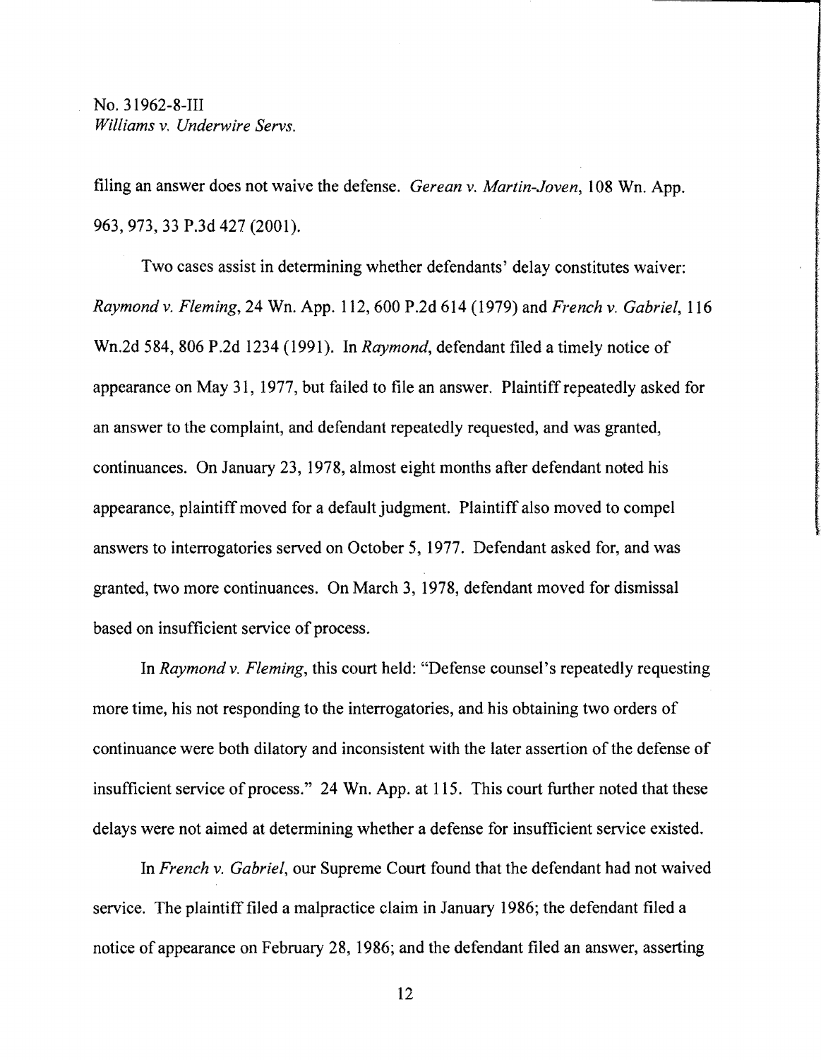filing an answer does not waive the defense. *Gerean v. Martin-Joven*, 108 Wn. App. 963, 973, 33 P.3d 427 (2001).

Two cases assist in determining whether defendants' delay constitutes waiver: *Raymond v. Fleming*, 24 Wn. App. 112, 600 P.2d 614 (1979) and *French v. Gabriel*, 116 Wn.2d 584, 806 P.2d 1234 (1991). In *Raymond*, defendant filed a timely notice of appearance on May 31, 1977, but failed to file an answer. Plaintiff repeatedly asked for an answer to the complaint, and defendant repeatedly requested, and was granted, continuances. On January 23, 1978, almost eight months after defendant noted his appearance, plaintiff moved for a default judgment. Plaintiff also moved to compel answers to interrogatories served on October 5, 1977. Defendant asked for, and was granted, two more continuances. On March 3, 1978, defendant moved for dismissal based on insufficient service of process.

In *Raymond v. Fleming*, this court held: "Defense counsel's repeatedly requesting more time, his not responding to the interrogatories, and his obtaining two orders of continuance were both dilatory and inconsistent with the later assertion of the defense of insufficient service of process." 24 Wn. App. at 115. This court further noted that these delays were not aimed at determining whether a defense for insufficient service existed.

In *French v. Gabriel*, our Supreme Court found that the defendant had not waived service. The plaintiff filed a malpractice claim in January 1986; the defendant filed a notice of appearance on February 28, 1986; and the defendant filed an answer, asserting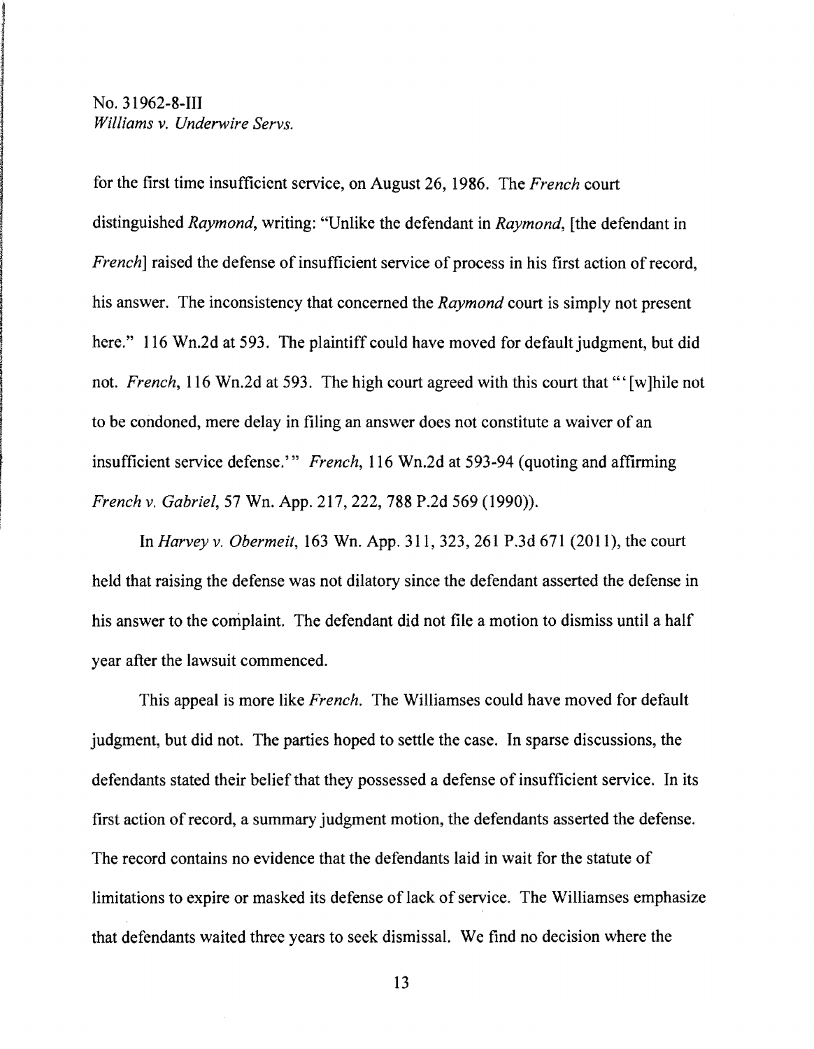for the first time insufficient service, on August 26, 1986. The *French* court distinguished *Raymond*, writing: "Unlike the defendant in *Raymond*, [the defendant in *French*] raised the defense of insufficient service of process in his first action of record, his answer. The inconsistency that concerned the *Raymond* court is simply not present here." 116 Wn.2d at 593. The plaintiff could have moved for default judgment, but did not. *French*, 116 Wn.2d at 593. The high court agreed with this court that "'[w]hile not to be condoned, mere delay in filing an answer does not constitute a waiver of an insufficient service defense.'" *French*, 116 Wn.2d at 593-94 (quoting and affirming *French v. Gabriel*, 57 Wn. App. 217, 222, 788 P.2d 569 (1990)).

In *Harvey v. Obermeit*, 163 Wn. App. 311, 323, 261 P.3d 671 (2011), the court held that raising the defense was not dilatory since the defendant asserted the defense in his answer to the complaint. The defendant did not file a motion to dismiss until a half year after the lawsuit commenced.

This appeal is more like *French*. The Williamses could have moved for default judgment, but did not. The parties hoped to settle the case. In sparse discussions, the defendants stated their belief that they possessed a defense of insufficient service. In its first action of record, a summary judgment motion, the defendants asserted the defense. The record contains no evidence that the defendants laid in wait for the statute of limitations to expire or masked its defense of lack of service. The Williamses emphasize that defendants waited three years to seek dismissal. We find no decision where the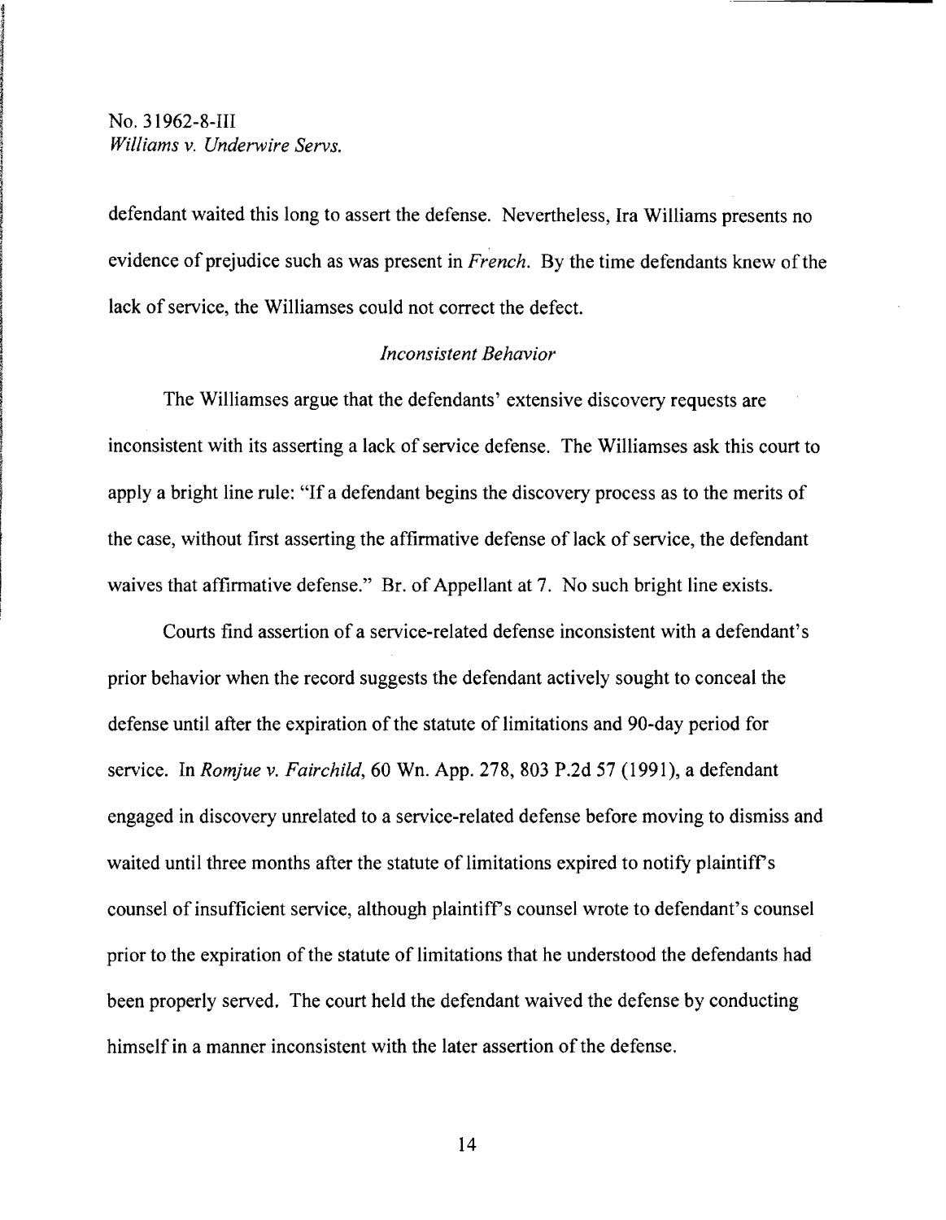defendant waited this long to assert the defense. Nevertheless, Ira Williams presents no evidence of prejudice such as was present in *French*. By the time defendants knew of the lack of service, the Williamses could not correct the defect.

*Inconsistent Behavior*

The Williamses argue that the defendants' extensive discovery requests are inconsistent with its asserting a lack of service defense. The Williamses ask this court to apply a bright line rule: "If a defendant begins the discovery process as to the merits of the case, without first asserting the affirmative defense of lack of service, the defendant waives that affirmative defense." Br. of Appellant at 7. No such bright line exists.

Courts find assertion of a service-related defense inconsistent with a defendant's prior behavior when the record suggests the defendant actively sought to conceal the defense until after the expiration of the statute of limitations and 90-day period for service. In *Romjue v. Fairchild*, 60 Wn. App. 278, 803 P.2d 57 (1991), a defendant engaged in discovery unrelated to a service-related defense before moving to dismiss and waited until three months after the statute of limitations expired to notify plaintiff's counsel of insufficient service, although plaintiff's counsel wrote to defendant's counsel prior to the expiration of the statute of limitations that he understood the defendants had been properly served. The court held the defendant waived the defense by conducting himself in a manner inconsistent with the later assertion of the defense.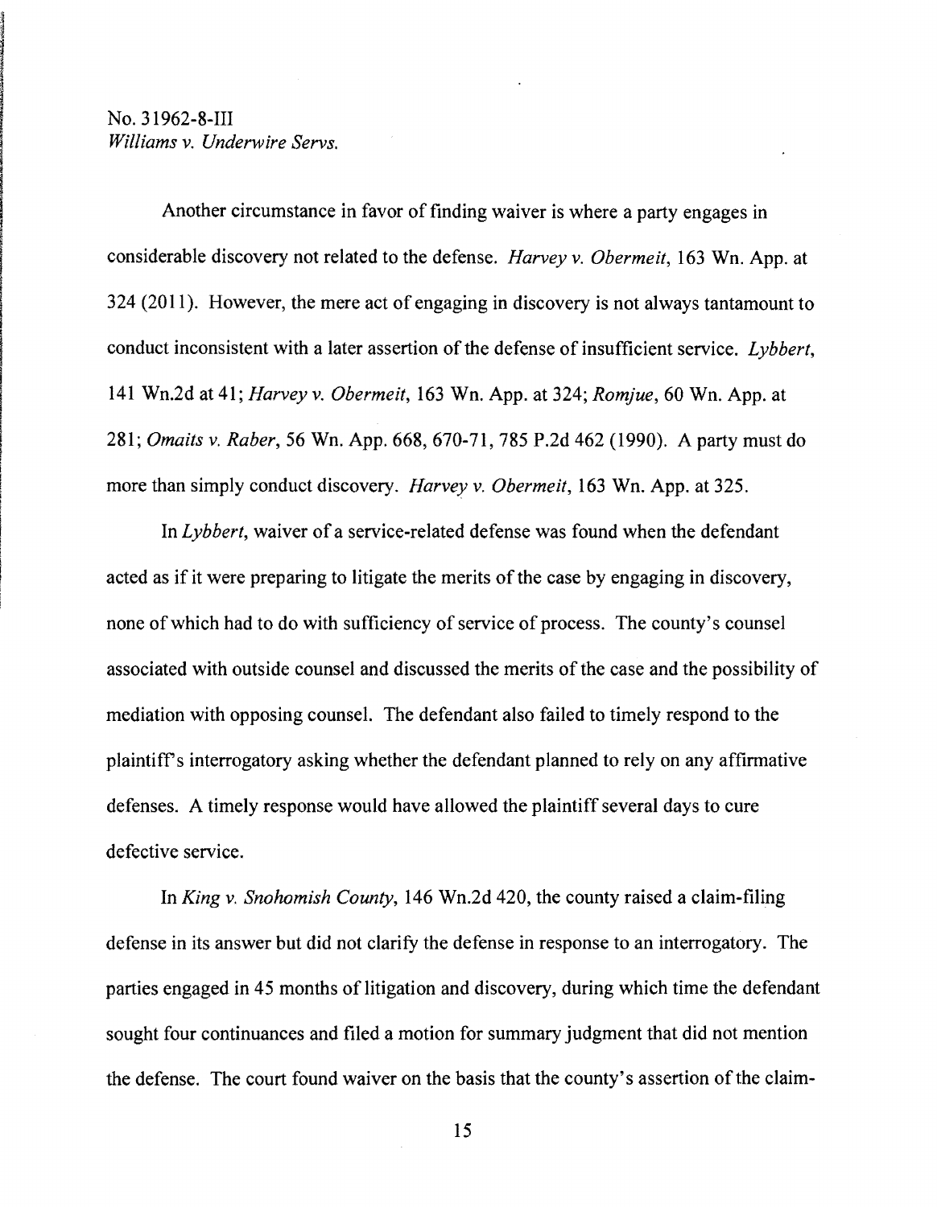Another circumstance in favor of finding waiver is where a party engages in considerable discovery not related to the defense. *Harvey v. Obermeit*, 163 Wn. App. at 324 (2011). However, the mere act of engaging in discovery is not always tantamount to conduct inconsistent with a later assertion of the defense of insufficient service. *Lybbert*, 141 Wn.2d at 41; *Harvey v. Obermeit*, 163 Wn. App. at 324; *Romjue*, 60 Wn. App. at 281; *Omaits v. Raber*, 56 Wn. App. 668, 670-71, 785 P.2d 462 (1990). A party must do more than simply conduct discovery. *Harvey v. Obermeit*, 163 Wn. App. at 325.

In *Lybbert*, waiver of a service-related defense was found when the defendant acted as if it were preparing to litigate the merits of the case by engaging in discovery, none of which had to do with sufficiency of service of process. The county's counsel associated with outside counsel and discussed the merits of the case and the possibility of mediation with opposing counsel. The defendant also failed to timely respond to the plaintiff's interrogatory asking whether the defendant planned to rely on any affirmative defenses. A timely response would have allowed the plaintiff several days to cure defective service.

In *King v. Snohomish County*, 146 Wn.2d 420, the county raised a claim-filing defense in its answer but did not clarify the defense in response to an interrogatory. The parties engaged in 45 months of litigation and discovery, during which time the defendant sought four continuances and filed a motion for summary judgment that did not mention the defense. The court found waiver on the basis that the county's assertion of the claim-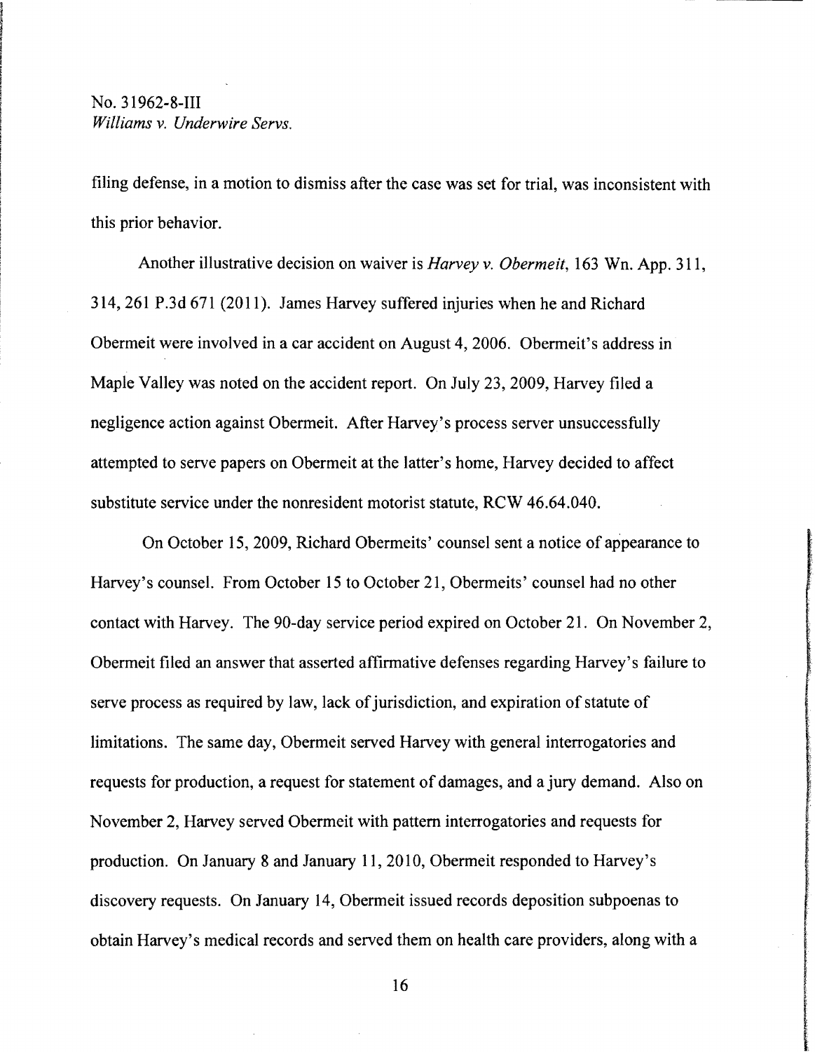filing defense, in a motion to dismiss after the case was set for trial, was inconsistent with this prior behavior.

Another illustrative decision on waiver is *Harvey v. Obermeit*, 163 Wn. App. 311, 314, 261 P.3d 671 (2011). James Harvey suffered injuries when he and Richard Obermeit were involved in a car accident on August 4, 2006. Obermeit's address in Maple Valley was noted on the accident report. On July 23, 2009, Harvey filed a negligence action against Obermeit. After Harvey's process server unsuccessfully attempted to serve papers on Obermeit at the latter's home, Harvey decided to affect substitute service under the nonresident motorist statute, RCW 46.64.040.

On October 15, 2009, Richard Obermeits' counsel sent a notice of appearance to Harvey's counsel. From October 15 to October 21, Obermeits' counsel had no other contact with Harvey. The 90-day service period expired on October 21. On November 2, Obermeit filed an answer that asserted affirmative defenses regarding Harvey's failure to serve process as required by law, lack of jurisdiction, and expiration of statute of limitations. The same day, Obermeit served Harvey with general interrogatories and requests for production, a request for statement of damages, and a jury demand. Also on November 2, Harvey served Obermeit with pattern interrogatories and requests for production. On January 8 and January 11, 2010, Obermeit responded to Harvey's discovery requests. On January 14, Obermeit issued records deposition subpoenas to obtain Harvey's medical records and served them on health care providers, along with a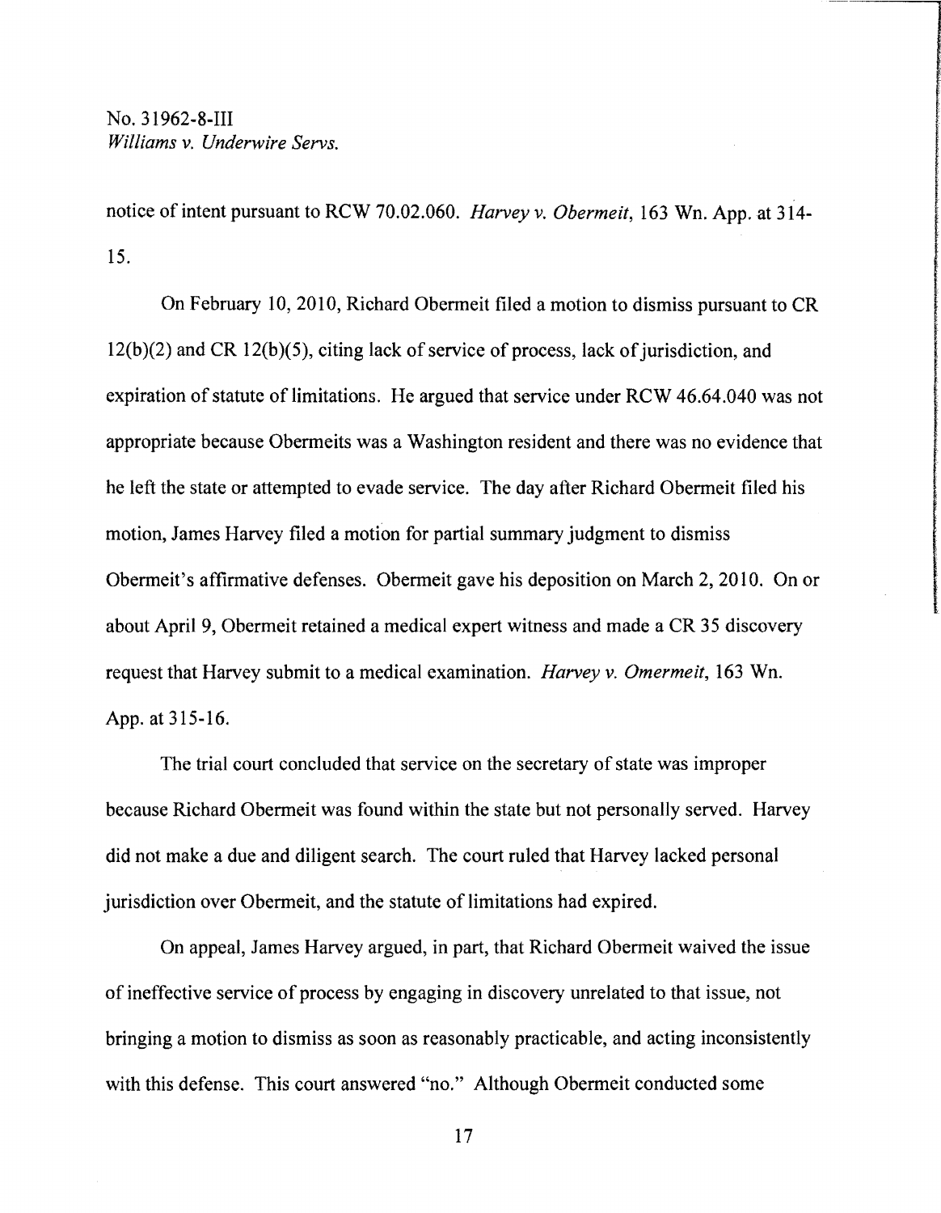notice of intent pursuant to RCW 70.02.060. *Harvey v. Obermeit*, 163 Wn. App. at 314-15.

On February 10, 2010, Richard Obermeit filed a motion to dismiss pursuant to CR 12(b)(2) and CR 12(b)(5), citing lack of service of process, lack of jurisdiction, and expiration of statute of limitations. He argued that service under RCW 46.64.040 was not appropriate because Obermeits was a Washington resident and there was no evidence that he left the state or attempted to evade service. The day after Richard Obermeit filed his motion, James Harvey filed a motion for partial summary judgment to dismiss Obermeit's affirmative defenses. Obermeit gave his deposition on March 2, 2010. On or about April 9, Obermeit retained a medical expert witness and made a CR 35 discovery request that Harvey submit to a medical examination. *Harvey v. Omermeit*, 163 Wn. App. at 315-16.

The trial court concluded that service on the secretary of state was improper because Richard Obermeit was found within the state but not personally served. Harvey did not make a due and diligent search. The court ruled that Harvey lacked personal jurisdiction over Obermeit, and the statute of limitations had expired.

On appeal, James Harvey argued, in part, that Richard Obermeit waived the issue of ineffective service of process by engaging in discovery unrelated to that issue, not bringing a motion to dismiss as soon as reasonably practicable, and acting inconsistently with this defense. This court answered "no." Although Obermeit conducted some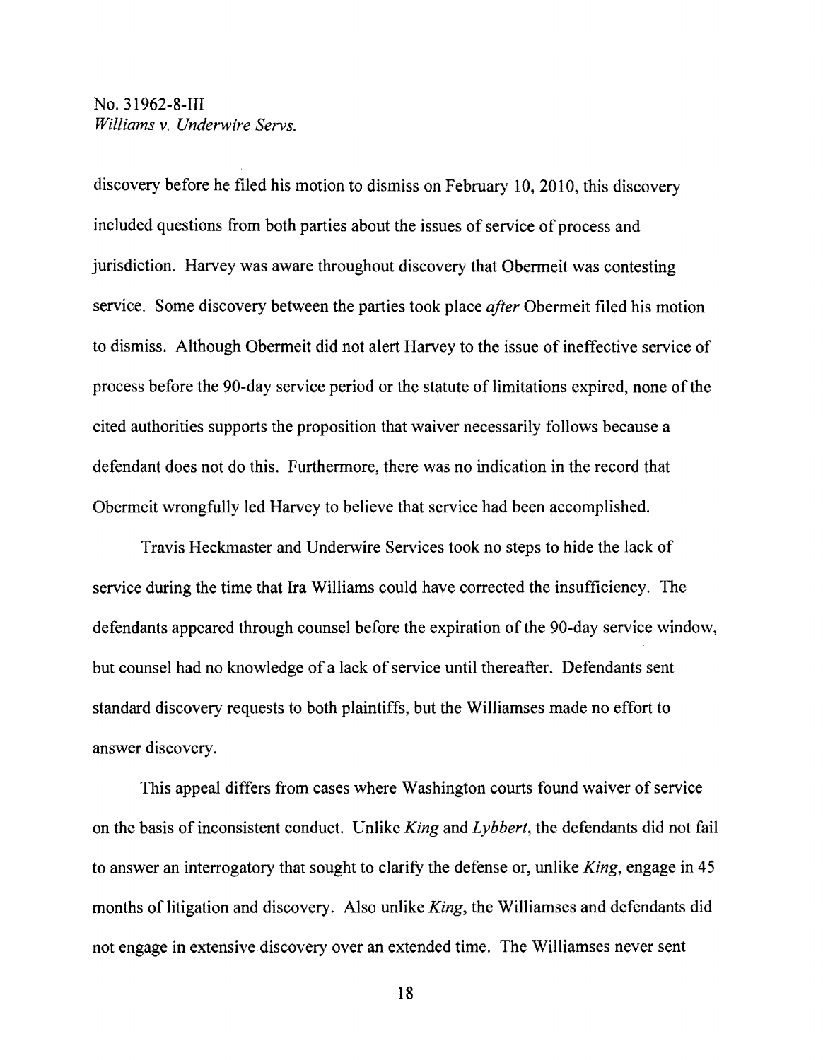discovery before he filed his motion to dismiss on February 10, 2010, this discovery included questions from both parties about the issues of service of process and jurisdiction. Harvey was aware throughout discovery that Obermeit was contesting service. Some discovery between the parties took place *after* Obermeit filed his motion to dismiss. Although Obermeit did not alert Harvey to the issue of ineffective service of process before the 90-day service period or the statute of limitations expired, none of the cited authorities supports the proposition that waiver necessarily follows because a defendant does not do this. Furthermore, there was no indication in the record that Obermeit wrongfully led Harvey to believe that service had been accomplished.

Travis Heckmaster and Underwire Services took no steps to hide the lack of service during the time that Ira Williams could have corrected the insufficiency. The defendants appeared through counsel before the expiration of the 90-day service window, but counsel had no knowledge of a lack of service until thereafter. Defendants sent standard discovery requests to both plaintiffs, but the Williamses made no effort to answer discovery.

This appeal differs from cases where Washington courts found waiver of service on the basis of inconsistent conduct. Unlike *King* and *Lybbert*, the defendants did not fail to answer an interrogatory that sought to clarify the defense or, unlike *King*, engage in 45 months of litigation and discovery. Also unlike *King*, the Williamses and defendants did not engage in extensive discovery over an extended time. The Williamses never sent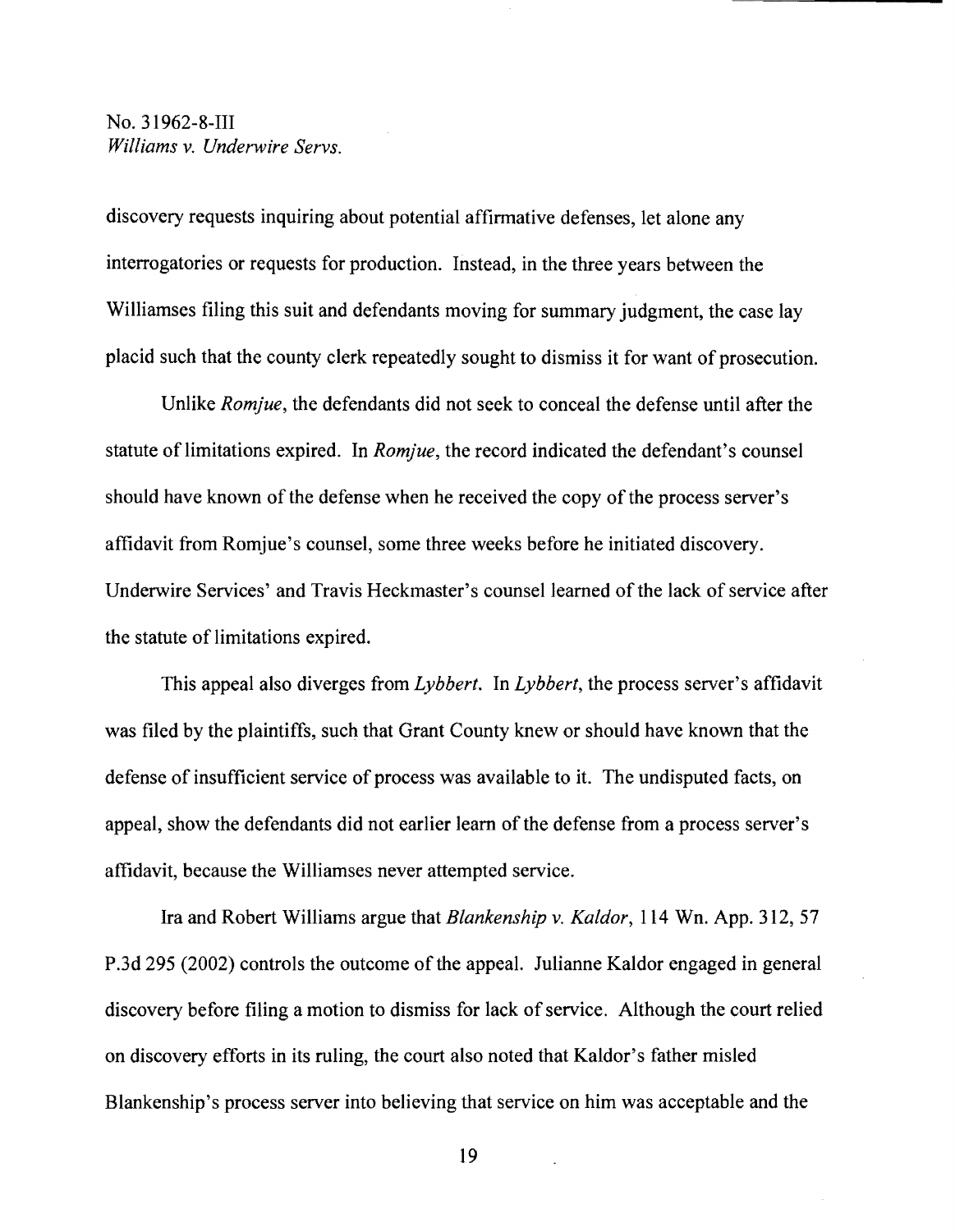discovery requests inquiring about potential affirmative defenses, let alone any interrogatories or requests for production. Instead, in the three years between the Williamses filing this suit and defendants moving for summary judgment, the case lay placid such that the county clerk repeatedly sought to dismiss it for want of prosecution.

Unlike *Romjue*, the defendants did not seek to conceal the defense until after the statute of limitations expired. In *Romjue*, the record indicated the defendant's counsel should have known of the defense when he received the copy of the process server's affidavit from Romjue's counsel, some three weeks before he initiated discovery. Underwire Services' and Travis Heckmaster's counsel learned of the lack of service after the statute of limitations expired.

This appeal also diverges from *Lybbert*. In *Lybbert*, the process server's affidavit was filed by the plaintiffs, such that Grant County knew or should have known that the defense of insufficient service of process was available to it. The undisputed facts, on appeal, show the defendants did not earlier learn of the defense from a process server's affidavit, because the Williamses never attempted service.

Ira and Robert Williams argue that *Blankenship v. Kaldor*, 114 Wn. App. 312, 57 P.3d 295 (2002) controls the outcome of the appeal. Julianne Kaldor engaged in general discovery before filing a motion to dismiss for lack of service. Although the court relied on discovery efforts in its ruling, the court also noted that Kaldor's father misled Blankenship's process server into believing that service on him was acceptable and the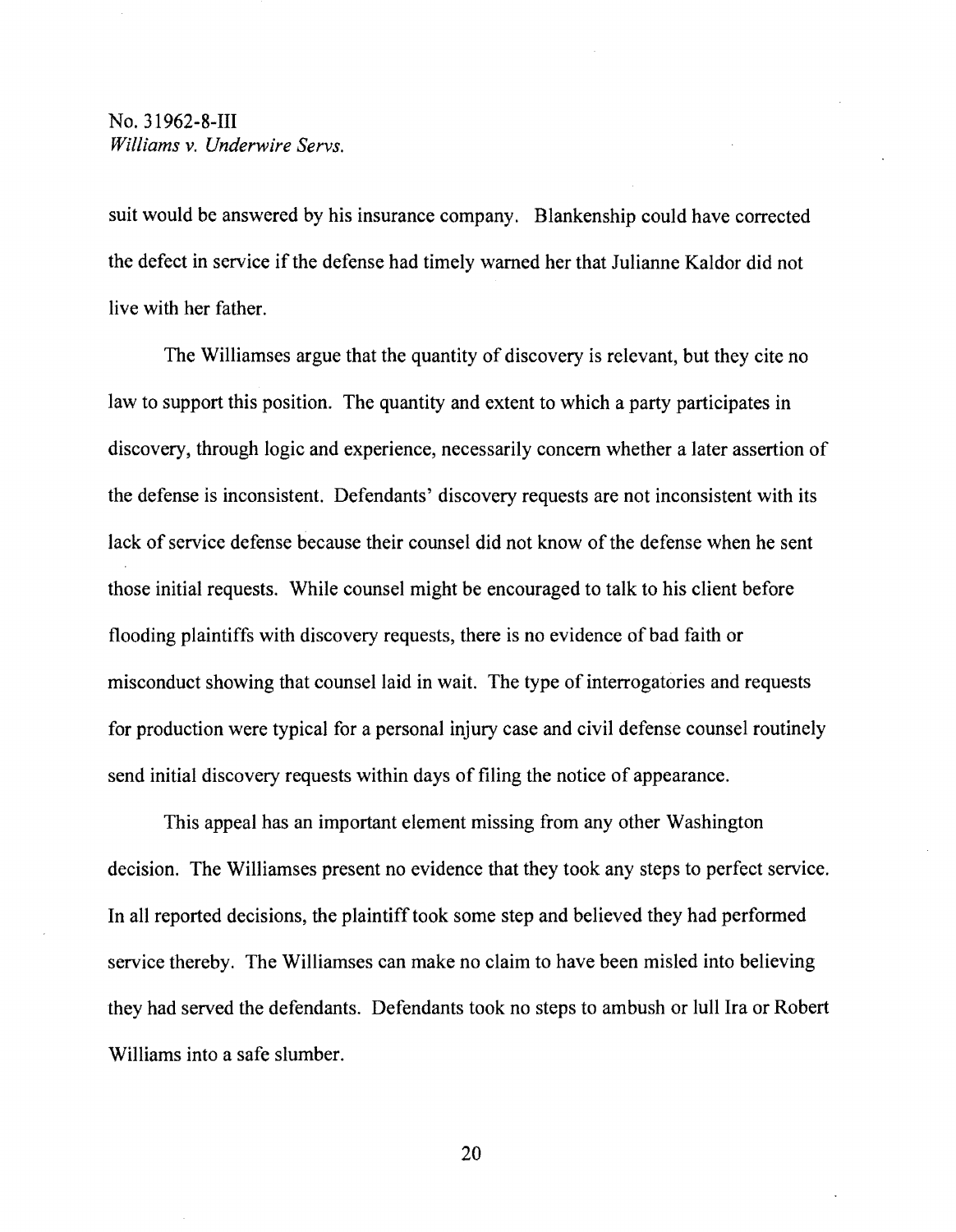suit would be answered by his insurance company. Blankenship could have corrected the defect in service if the defense had timely warned her that Julianne Kaldor did not live with her father.

The Williamses argue that the quantity of discovery is relevant, but they cite no law to support this position. The quantity and extent to which a party participates in discovery, through logic and experience, necessarily concern whether a later assertion of the defense is inconsistent. Defendants' discovery requests are not inconsistent with its lack of service defense because their counsel did not know of the defense when he sent those initial requests. While counsel might be encouraged to talk to his client before flooding plaintiffs with discovery requests, there is no evidence of bad faith or misconduct showing that counsel laid in wait. The type of interrogatories and requests for production were typical for a personal injury case and civil defense counsel routinely send initial discovery requests within days of filing the notice of appearance.

This appeal has an important element missing from any other Washington decision. The Williamses present no evidence that they took any steps to perfect service. In all reported decisions, the plaintiff took some step and believed they had performed service thereby. The Williamses can make no claim to have been misled into believing they had served the defendants. Defendants took no steps to ambush or lull Ira or Robert Williams into a safe slumber.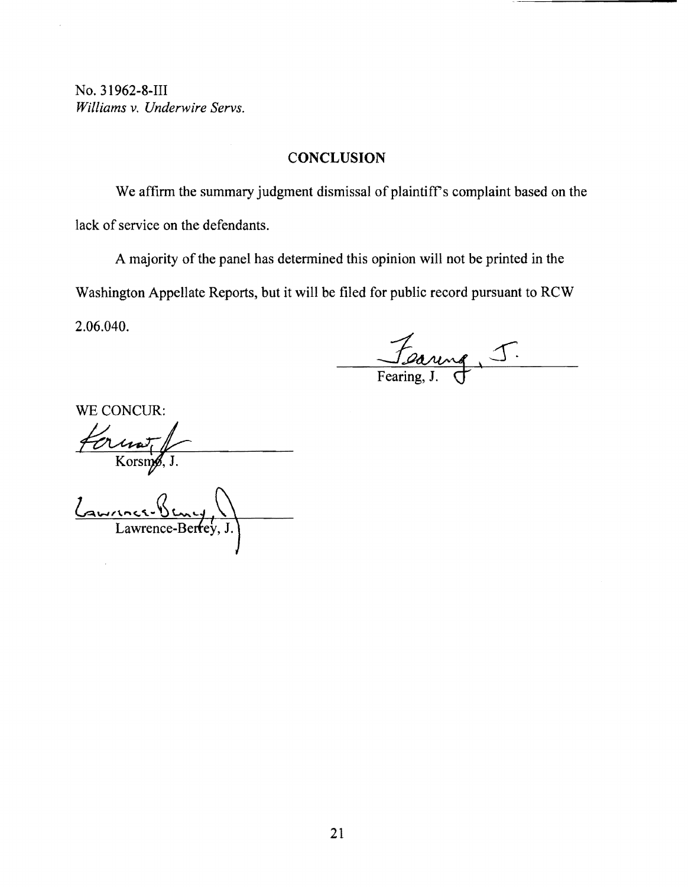No. 31962-8-III
*Williams v. Underwire Servs.*

## CONCLUSION

We affirm the summary judgment dismissal of plaintiff's complaint based on the lack of service on the defendants.

A majority of the panel has determined this opinion will not be printed in the Washington Appellate Reports, but it will be filed for public record pursuant to RCW 2.06.040.

Fearing, J.

WE CONCUR:

Korsmo, J.

Lawrence-Berrey, J.